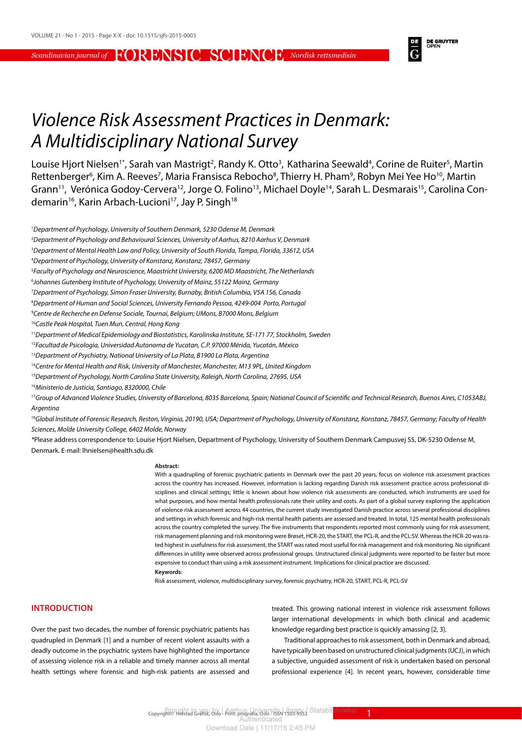# Violence Risk Assessment Practices in Denmark: A Multidisciplinary National Survey

Louise Hjort Nielsen[1*], Sarah van Mastrigt[2], Randy K. Otto[3], Katharina Seewald[4], Corine de Ruiter[5], Martin Rettenberger[6], Kim A. Reeves[7], Maria Fransisca Rebocho[8], Thierry H. Pham[9], Robyn Mei Yee Ho[10], Martin Grann[11], Verónica Godoy-Cervera[12], Jorge O. Folino[13], Michael Doyle[14], Sarah L. Desmarais[15], Carolina Condemarin[16], Karin Arbach-Lucioni[17], Jay P. Singh[18]

[1]*Department of Psychology, University of Southern Denmark, 5230 Odense M, Denmark*

[2]*Department of Psychology and Behavioural Sciences, University of Aarhus, 8210 Aarhus V, Denmark*

[3]*Department of Mental Health Law and Policy, University of South Florida, Tampa, Florida, 33612, USA*

[4]*Department of Psychology, University of Konstanz, Konstanz, 78457, Germany*

[5]*Faculty of Psychology and Neuroscience, Maastricht University, 6200 MD Maastricht, The Netherlands*

[6]*Johannes Gutenberg Institute of Psychology, University of Mainz, 55122 Mainz, Germany*

[7]*Department of Psychology, Simon Fraser University, Burnaby, British Columbia, V5A 1S6, Canada*

[8]*Department of Human and Social Sciences, University Fernando Pessoa, 4249-004 Porto, Portugal*

[9]*Centre de Recherche en Defense Sociale, Tournai, Belgium; UMons, B7000 Mons, Belgium*

[10]*Castle Peak Hospital, Tuen Mun, Central, Hong Kong*

[11]*Department of Medical Epidemiology and Biostatistics, Karolinska Institute, SE-171 77, Stockholm, Sweden*

[12]*Facultad de Psicologia, Universidad Autonoma de Yucatan, C.P. 97000 Mérida, Yucatán, México*

[13]*Department of Psychiatry, National University of La Plata, B1900 La Plata, Argentina*

[14]*Centre for Mental Health and Risk, University of Manchester, Manchester, M13 9PL, United Kingdom*

[15]*Department of Psychology, North Carolina State University, Raleigh, North Carolina, 27695, USA*

[16]*Ministerio de Justicia, Santiago, 8320000, Chile*

[17]*Group of Advanced Violence Studies, University of Barcelona, 8035 Barcelona, Spain; National Council of Scientific and Technical Research, Buenos Aires, C1053ABJ, Argentina*

[18]*Global Institute of Forensic Research, Reston, Virginia, 20190, USA; Department of Psychology, University of Konstanz, Konstanz, 78457, Germany; Faculty of Health Sciences, Molde University College, 6402 Molde, Norway*

*Please address correspondence to: Louise Hjort Nielsen, Department of Psychology, University of Southern Denmark Campusvej 55, DK-5230 Odense M, Denmark. E-mail: lhnielsen@health.sdu.dk

**Abstract:**

With a quadrupling of forensic psychiatric patients in Denmark over the past 20 years, focus on violence risk assessment practices across the country has increased. However, information is lacking regarding Danish risk assessment practice across professional disciplines and clinical settings; little is known about how violence risk assessments are conducted, which instruments are used for what purposes, and how mental health professionals rate their utility and costs. As part of a global survey exploring the application of violence risk assessment across 44 countries, the current study investigated Danish practice across several professional disciplines and settings in which forensic and high-risk mental health patients are assessed and treated. In total, 125 mental health professionals across the country completed the survey. The five instruments reported most commonly using for risk assessment, risk management planning and risk monitoring were Brøset, HCR-20, the START, the PCL-R, and the PCL:SV. Whereas the HCR-20 was rated highest in usefulness for risk assessment, the START was rated most useful for risk management and risk monitoring. No significant differences in utility were observed across professional groups. Unstructured clinical judgments were reported to be faster but more expensive to conduct than using a risk assessment instrument. Implications for clinical practice are discussed.

**Keywords**:

Risk assessment, violence, multidisciplinary survey, forensic psychiatry, HCR-20, START, PCL-R, PCL-SV

## INTRODUCTION

Over the past two decades, the number of forensic psychiatric patients has quadrupled in Denmark [1] and a number of recent violent assaults with a deadly outcome in the psychiatric system have highlighted the importance of assessing violence risk in a reliable and timely manner across all mental health settings where forensic and high-risk patients are assessed and treated. This growing national interest in violence risk assessment follows larger international developments in which both clinical and academic knowledge regarding best practice is quickly amassing [2, 3].

Traditional approaches to risk assessment, both in Denmark and abroad, have typically been based on unstructured clinical judgments (UCJ), in which a subjective, unguided assessment of risk is undertaken based on personal professional experience [4]. In recent years, however, considerable time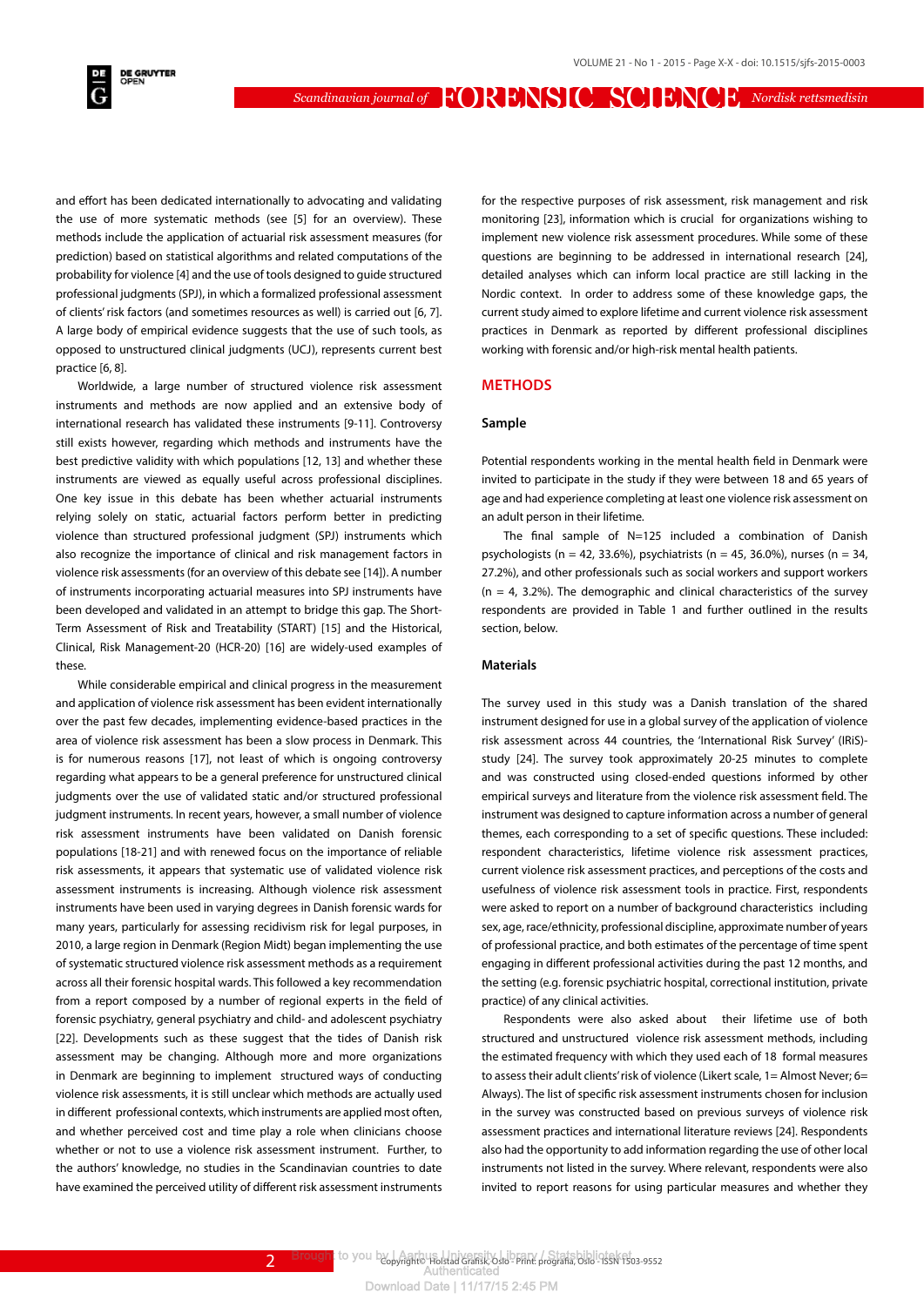and effort has been dedicated internationally to advocating and validating the use of more systematic methods (see [5] for an overview). These methods include the application of actuarial risk assessment measures (for prediction) based on statistical algorithms and related computations of the probability for violence [4] and the use of tools designed to guide structured professional judgments (SPJ), in which a formalized professional assessment of clients' risk factors (and sometimes resources as well) is carried out [6, 7]. A large body of empirical evidence suggests that the use of such tools, as opposed to unstructured clinical judgments (UCJ), represents current best practice [6, 8].

Worldwide, a large number of structured violence risk assessment instruments and methods are now applied and an extensive body of international research has validated these instruments [9-11]. Controversy still exists however, regarding which methods and instruments have the best predictive validity with which populations [12, 13] and whether these instruments are viewed as equally useful across professional disciplines. One key issue in this debate has been whether actuarial instruments relying solely on static, actuarial factors perform better in predicting violence than structured professional judgment (SPJ) instruments which also recognize the importance of clinical and risk management factors in violence risk assessments (for an overview of this debate see [14]). A number of instruments incorporating actuarial measures into SPJ instruments have been developed and validated in an attempt to bridge this gap. The Short-Term Assessment of Risk and Treatability (START) [15] and the Historical, Clinical, Risk Management-20 (HCR-20) [16] are widely-used examples of these.

While considerable empirical and clinical progress in the measurement and application of violence risk assessment has been evident internationally over the past few decades, implementing evidence-based practices in the area of violence risk assessment has been a slow process in Denmark. This is for numerous reasons [17], not least of which is ongoing controversy regarding what appears to be a general preference for unstructured clinical judgments over the use of validated static and/or structured professional judgment instruments. In recent years, however, a small number of violence risk assessment instruments have been validated on Danish forensic populations [18-21] and with renewed focus on the importance of reliable risk assessments, it appears that systematic use of validated violence risk assessment instruments is increasing. Although violence risk assessment instruments have been used in varying degrees in Danish forensic wards for many years, particularly for assessing recidivism risk for legal purposes, in 2010, a large region in Denmark (Region Midt) began implementing the use of systematic structured violence risk assessment methods as a requirement across all their forensic hospital wards. This followed a key recommendation from a report composed by a number of regional experts in the field of forensic psychiatry, general psychiatry and child- and adolescent psychiatry [22]. Developments such as these suggest that the tides of Danish risk assessment may be changing. Although more and more organizations in Denmark are beginning to implement structured ways of conducting violence risk assessments, it is still unclear which methods are actually used in different professional contexts, which instruments are applied most often, and whether perceived cost and time play a role when clinicians choose whether or not to use a violence risk assessment instrument. Further, to the authors' knowledge, no studies in the Scandinavian countries to date have examined the perceived utility of different risk assessment instruments for the respective purposes of risk assessment, risk management and risk monitoring [23], information which is crucial for organizations wishing to implement new violence risk assessment procedures. While some of these questions are beginning to be addressed in international research [24], detailed analyses which can inform local practice are still lacking in the Nordic context. In order to address some of these knowledge gaps, the current study aimed to explore lifetime and current violence risk assessment practices in Denmark as reported by different professional disciplines working with forensic and/or high-risk mental health patients.

## METHODS

### Sample

Potential respondents working in the mental health field in Denmark were invited to participate in the study if they were between 18 and 65 years of age and had experience completing at least one violence risk assessment on an adult person in their lifetime.

The final sample of N=125 included a combination of Danish psychologists (n = 42, 33.6%), psychiatrists (n = 45, 36.0%), nurses (n = 34, 27.2%), and other professionals such as social workers and support workers (n = 4, 3.2%). The demographic and clinical characteristics of the survey respondents are provided in Table 1 and further outlined in the results section, below.

### Materials

The survey used in this study was a Danish translation of the shared instrument designed for use in a global survey of the application of violence risk assessment across 44 countries, the 'International Risk Survey' (IRiS)-study [24]. The survey took approximately 20-25 minutes to complete and was constructed using closed-ended questions informed by other empirical surveys and literature from the violence risk assessment field. The instrument was designed to capture information across a number of general themes, each corresponding to a set of specific questions. These included: respondent characteristics, lifetime violence risk assessment practices, current violence risk assessment practices, and perceptions of the costs and usefulness of violence risk assessment tools in practice. First, respondents were asked to report on a number of background characteristics including sex, age, race/ethnicity, professional discipline, approximate number of years of professional practice, and both estimates of the percentage of time spent engaging in different professional activities during the past 12 months, and the setting (e.g. forensic psychiatric hospital, correctional institution, private practice) of any clinical activities.

Respondents were also asked about their lifetime use of both structured and unstructured violence risk assessment methods, including the estimated frequency with which they used each of 18 formal measures to assess their adult clients' risk of violence (Likert scale, 1= Almost Never; 6= Always). The list of specific risk assessment instruments chosen for inclusion in the survey was constructed based on previous surveys of violence risk assessment practices and international literature reviews [24]. Respondents also had the opportunity to add information regarding the use of other local instruments not listed in the survey. Where relevant, respondents were also invited to report reasons for using particular measures and whether they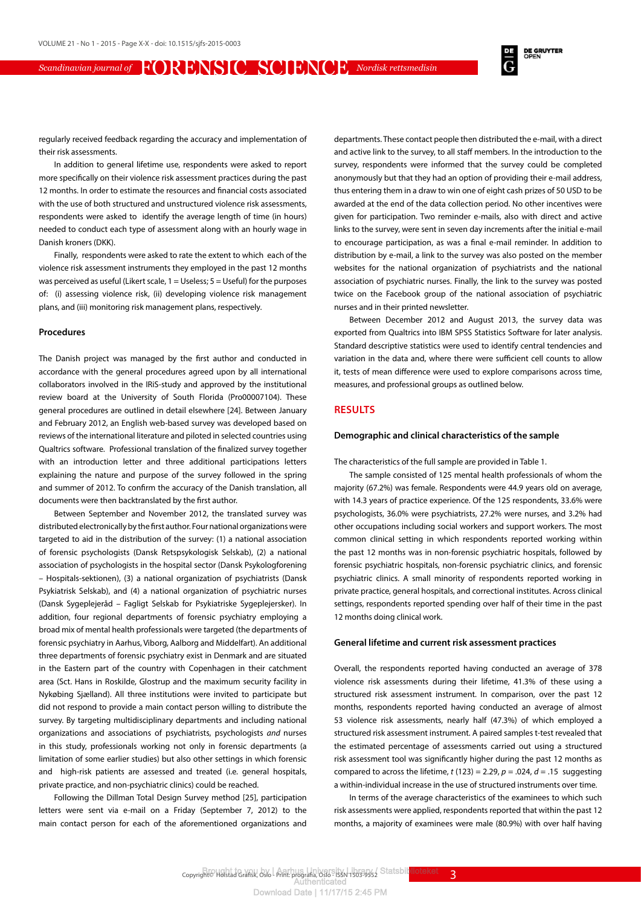regularly received feedback regarding the accuracy and implementation of their risk assessments.

In addition to general lifetime use, respondents were asked to report more specifically on their violence risk assessment practices during the past 12 months. In order to estimate the resources and financial costs associated with the use of both structured and unstructured violence risk assessments, respondents were asked to identify the average length of time (in hours) needed to conduct each type of assessment along with an hourly wage in Danish kroners (DKK).

Finally, respondents were asked to rate the extent to which each of the violence risk assessment instruments they employed in the past 12 months was perceived as useful (Likert scale, 1 = Useless; 5 = Useful) for the purposes of: (i) assessing violence risk, (ii) developing violence risk management plans, and (iii) monitoring risk management plans, respectively.

### Procedures

The Danish project was managed by the first author and conducted in accordance with the general procedures agreed upon by all international collaborators involved in the IRiS-study and approved by the institutional review board at the University of South Florida (Pro00007104). These general procedures are outlined in detail elsewhere [24]. Between January and February 2012, an English web-based survey was developed based on reviews of the international literature and piloted in selected countries using Qualtrics software. Professional translation of the finalized survey together with an introduction letter and three additional participations letters explaining the nature and purpose of the survey followed in the spring and summer of 2012. To confirm the accuracy of the Danish translation, all documents were then backtranslated by the first author.

Between September and November 2012, the translated survey was distributed electronically by the first author. Four national organizations were targeted to aid in the distribution of the survey: (1) a national association of forensic psychologists (Dansk Retspsykologisk Selskab), (2) a national association of psychologists in the hospital sector (Dansk Psykologforening – Hospitals-sektionen), (3) a national organization of psychiatrists (Dansk Psykiatrisk Selskab), and (4) a national organization of psychiatric nurses (Dansk Sygeplejeråd – Fagligt Selskab for Psykiatriske Sygeplejersker). In addition, four regional departments of forensic psychiatry employing a broad mix of mental health professionals were targeted (the departments of forensic psychiatry in Aarhus, Viborg, Aalborg and Middelfart). An additional three departments of forensic psychiatry exist in Denmark and are situated in the Eastern part of the country with Copenhagen in their catchment area (Sct. Hans in Roskilde, Glostrup and the maximum security facility in Nykøbing Sjælland). All three institutions were invited to participate but did not respond to provide a main contact person willing to distribute the survey. By targeting multidisciplinary departments and including national organizations and associations of psychiatrists, psychologists *and* nurses in this study, professionals working not only in forensic departments (a limitation of some earlier studies) but also other settings in which forensic and high-risk patients are assessed and treated (i.e. general hospitals, private practice, and non-psychiatric clinics) could be reached.

Following the Dillman Total Design Survey method [25], participation letters were sent via e-mail on a Friday (September 7, 2012) to the main contact person for each of the aforementioned organizations and departments. These contact people then distributed the e-mail, with a direct and active link to the survey, to all staff members. In the introduction to the survey, respondents were informed that the survey could be completed anonymously but that they had an option of providing their e-mail address, thus entering them in a draw to win one of eight cash prizes of 50 USD to be awarded at the end of the data collection period. No other incentives were given for participation. Two reminder e-mails, also with direct and active links to the survey, were sent in seven day increments after the initial e-mail to encourage participation, as was a final e-mail reminder. In addition to distribution by e-mail, a link to the survey was also posted on the member websites for the national organization of psychiatrists and the national association of psychiatric nurses. Finally, the link to the survey was posted twice on the Facebook group of the national association of psychiatric nurses and in their printed newsletter.

Between December 2012 and August 2013, the survey data was exported from Qualtrics into IBM SPSS Statistics Software for later analysis. Standard descriptive statistics were used to identify central tendencies and variation in the data and, where there were sufficient cell counts to allow it, tests of mean difference were used to explore comparisons across time, measures, and professional groups as outlined below.

## RESULTS

### Demographic and clinical characteristics of the sample

The characteristics of the full sample are provided in Table 1.

The sample consisted of 125 mental health professionals of whom the majority (67.2%) was female. Respondents were 44.9 years old on average, with 14.3 years of practice experience. Of the 125 respondents, 33.6% were psychologists, 36.0% were psychiatrists, 27.2% were nurses, and 3.2% had other occupations including social workers and support workers. The most common clinical setting in which respondents reported working within the past 12 months was in non-forensic psychiatric hospitals, followed by forensic psychiatric hospitals, non-forensic psychiatric clinics, and forensic psychiatric clinics. A small minority of respondents reported working in private practice, general hospitals, and correctional institutes. Across clinical settings, respondents reported spending over half of their time in the past 12 months doing clinical work.

### General lifetime and current risk assessment practices

Overall, the respondents reported having conducted an average of 378 violence risk assessments during their lifetime, 41.3% of these using a structured risk assessment instrument. In comparison, over the past 12 months, respondents reported having conducted an average of almost 53 violence risk assessments, nearly half (47.3%) of which employed a structured risk assessment instrument. A paired samples t-test revealed that the estimated percentage of assessments carried out using a structured risk assessment tool was significantly higher during the past 12 months as compared to across the lifetime, $t$ (123) = 2.29, $p$ = .024, $d$ = .15 suggesting a within-individual increase in the use of structured instruments over time.

In terms of the average characteristics of the examinees to which such risk assessments were applied, respondents reported that within the past 12 months, a majority of examinees were male (80.9%) with over half having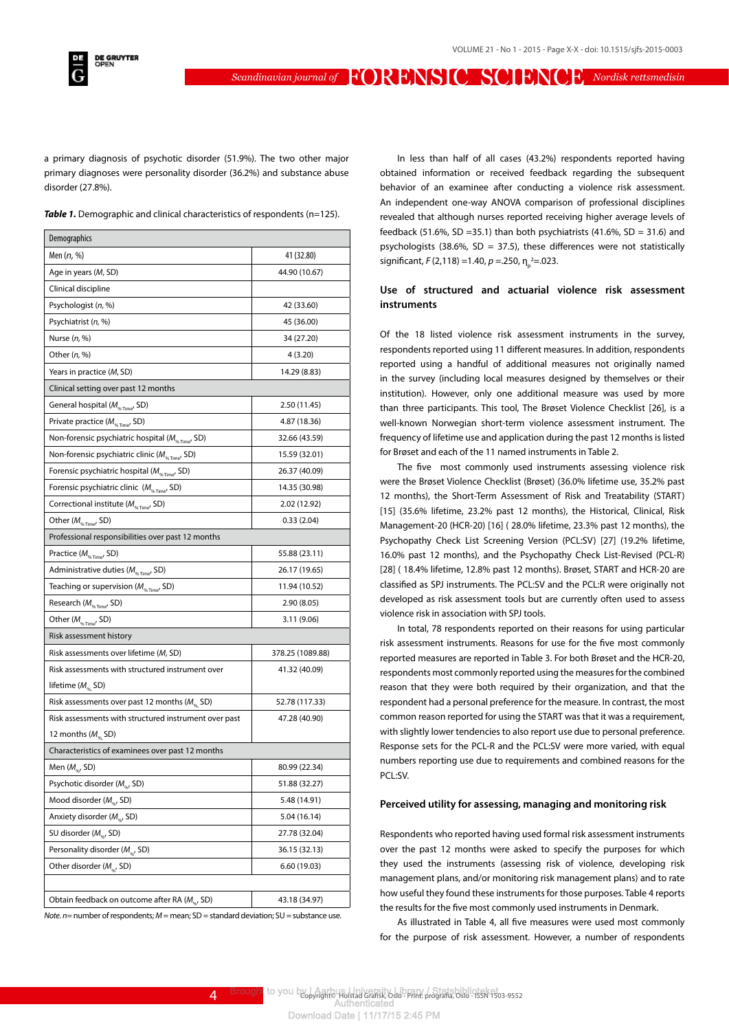a primary diagnosis of psychotic disorder (51.9%). The two other major primary diagnoses were personality disorder (36.2%) and substance abuse disorder (27.8%).

***Table 1.*** Demographic and clinical characteristics of respondents (n=125).

| Demographics | |
|---|---|
| Men (*n*, %) | 41 (32.80) |
| Age in years (*M*, SD) | 44.90 (10.67) |
| Clinical discipline | |
| Psychologist (*n*, %) | 42 (33.60) |
| Psychiatrist (*n*, %) | 45 (36.00) |
| Nurse (*n*, %) | 34 (27.20) |
| Other (*n*, %) | 4 (3.20) |
| Years in practice (*M*, SD) | 14.29 (8.83) |
| Clinical setting over past 12 months | |
| General hospital ($M_{\% Time}$, SD) | 2.50 (11.45) |
| Private practice ($M_{\% Time}$, SD) | 4.87 (18.36) |
| Non-forensic psychiatric hospital ($M_{\% Time}$, SD) | 32.66 (43.59) |
| Non-forensic psychiatric clinic ($M_{\% Time}$, SD) | 15.59 (32.01) |
| Forensic psychiatric hospital ($M_{\% Time}$, SD) | 26.37 (40.09) |
| Forensic psychiatric clinic ($M_{\% Time}$, SD) | 14.35 (30.98) |
| Correctional institute ($M_{\% Time}$, SD) | 2.02 (12.92) |
| Other ($M_{\% Time}$, SD) | 0.33 (2.04) |
| Professional responsibilities over past 12 months | |
| Practice ($M_{\% Time}$, SD) | 55.88 (23.11) |
| Administrative duties ($M_{\% Time}$, SD) | 26.17 (19.65) |
| Teaching or supervision ($M_{\% Time}$, SD) | 11.94 (10.52) |
| Research ($M_{\% Time}$, SD) | 2.90 (8.05) |
| Other ($M_{\% Time}$, SD) | 3.11 (9.06) |
| Risk assessment history | |
| Risk assessments over lifetime (*M*, SD) | 378.25 (1089.88) |
| Risk assessments with structured instrument over lifetime ($M_{\%}$, SD) | 41.32 (40.09) |
| Risk assessments over past 12 months ($M_{\%}$, SD) | 52.78 (117.33) |
| Risk assessments with structured instrument over past 12 months ($M_{\%}$, SD) | 47.28 (40.90) |
| Characteristics of examinees over past 12 months | |
| Men ($M_{\%}$, SD) | 80.99 (22.34) |
| Psychotic disorder ($M_{\%}$, SD) | 51.88 (32.27) |
| Mood disorder ($M_{\%}$, SD) | 5.48 (14.91) |
| Anxiety disorder ($M_{\%}$, SD) | 5.04 (16.14) |
| SU disorder ($M_{\%}$, SD) | 27.78 (32.04) |
| Personality disorder ($M_{\%}$, SD) | 36.15 (32.13) |
| Other disorder ($M_{\%}$, SD) | 6.60 (19.03) |
| | |
| Obtain feedback on outcome after RA ($M_{\%}$, SD) | 43.18 (34.97) |

*Note. n* = number of respondents; *M* = mean; SD = standard deviation; SU = substance use.

In less than half of all cases (43.2%) respondents reported having obtained information or received feedback regarding the subsequent behavior of an examinee after conducting a violence risk assessment. An independent one-way ANOVA comparison of professional disciplines revealed that although nurses reported receiving higher average levels of feedback (51.6%, SD =35.1) than both psychiatrists (41.6%, SD = 31.6) and psychologists (38.6%, SD = 37.5), these differences were not statistically significant, $F(2,118) = 1.40$, $p = .250$, $\eta_p^2 = .023$.

## Use of structured and actuarial violence risk assessment instruments

Of the 18 listed violence risk assessment instruments in the survey, respondents reported using 11 different measures. In addition, respondents reported using a handful of additional measures not originally named in the survey (including local measures designed by themselves or their institution). However, only one additional measure was used by more than three participants. This tool, The Brøset Violence Checklist [26], is a well-known Norwegian short-term violence assessment instrument. The frequency of lifetime use and application during the past 12 months is listed for Brøset and each of the 11 named instruments in Table 2.

The five most commonly used instruments assessing violence risk were the Brøset Violence Checklist (Brøset) (36.0% lifetime use, 35.2% past 12 months), the Short-Term Assessment of Risk and Treatability (START) [15] (35.6% lifetime, 23.2% past 12 months), the Historical, Clinical, Risk Management-20 (HCR-20) [16] ( 28.0% lifetime, 23.3% past 12 months), the Psychopathy Check List Screening Version (PCL:SV) [27] (19.2% lifetime, 16.0% past 12 months), and the Psychopathy Check List-Revised (PCL-R) [28] ( 18.4% lifetime, 12.8% past 12 months). Brøset, START and HCR-20 are classified as SPJ instruments. The PCL:SV and the PCL:R were originally not developed as risk assessment tools but are currently often used to assess violence risk in association with SPJ tools.

In total, 78 respondents reported on their reasons for using particular risk assessment instruments. Reasons for use for the five most commonly reported measures are reported in Table 3. For both Brøset and the HCR-20, respondents most commonly reported using the measures for the combined reason that they were both required by their organization, and that the respondent had a personal preference for the measure. In contrast, the most common reason reported for using the START was that it was a requirement, with slightly lower tendencies to also report use due to personal preference. Response sets for the PCL-R and the PCL:SV were more varied, with equal numbers reporting use due to requirements and combined reasons for the PCL:SV.

## Perceived utility for assessing, managing and monitoring risk

Respondents who reported having used formal risk assessment instruments over the past 12 months were asked to specify the purposes for which they used the instruments (assessing risk of violence, developing risk management plans, and/or monitoring risk management plans) and to rate how useful they found these instruments for those purposes. Table 4 reports the results for the five most commonly used instruments in Denmark.

As illustrated in Table 4, all five measures were used most commonly for the purpose of risk assessment. However, a number of respondents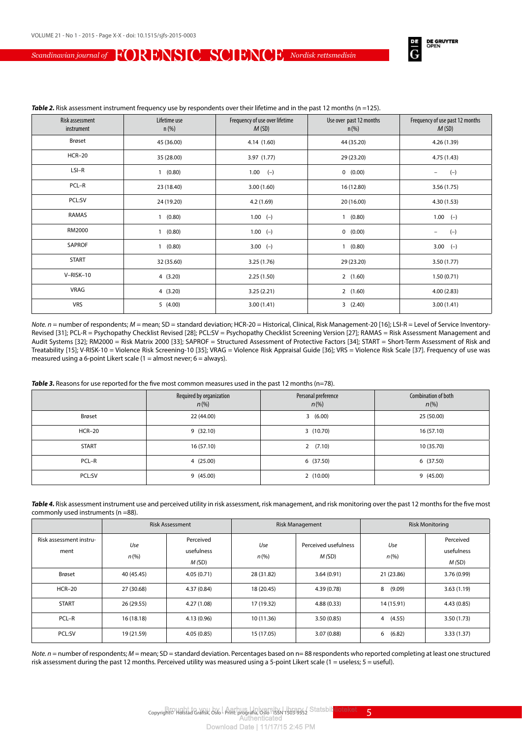***Table 2.*** Risk assessment instrument frequency use by respondents over their lifetime and in the past 12 months (n =125).

| Risk assessment instrument | Lifetime use n (%) | Frequency of use over lifetime *M* (SD) | Use over past 12 months n (%) | Frequency of use past 12 months *M* (SD) |
|---|---|---|---|---|
| Brøset | 45 (36.00) | 4.14 (1.60) | 44 (35.20) | 4.26 (1.39) |
| HCR–20 | 35 (28.00) | 3.97 (1.77) | 29 (23.20) | 4.75 (1.43) |
| LSI–R | 1 (0.80) | 1.00 (–) | 0 (0.00) | – (–) |
| PCL–R | 23 (18.40) | 3.00 (1.60) | 16 (12.80) | 3.56 (1.75) |
| PCL:SV | 24 (19.20) | 4.2 (1.69) | 20 (16.00) | 4.30 (1.53) |
| RAMAS | 1 (0.80) | 1.00 (–) | 1 (0.80) | 1.00 (–) |
| RM2000 | 1 (0.80) | 1.00 (–) | 0 (0.00) | – (–) |
| SAPROF | 1 (0.80) | 3.00 (–) | 1 (0.80) | 3.00 (–) |
| START | 32 (35.60) | 3.25 (1.76) | 29 (23.20) | 3.50 (1.77) |
| V–RISK–10 | 4 (3.20) | 2.25 (1.50) | 2 (1.60) | 1.50 (0.71) |
| VRAG | 4 (3.20) | 3.25 (2.21) | 2 (1.60) | 4.00 (2.83) |
| VRS | 5 (4.00) | 3.00 (1.41) | 3 (2.40) | 3.00 (1.41) |

*Note. n* = number of respondents; *M* = mean; SD = standard deviation; HCR-20 = Historical, Clinical, Risk Management-20 [16]; LSI-R = Level of Service Inventory-Revised [31]; PCL-R = Psychopathy Checklist Revised [28]; PCL:SV = Psychopathy Checklist Screening Version [27]; RAMAS = Risk Assessment Management and Audit Systems [32]; RM2000 = Risk Matrix 2000 [33]; SAPROF = Structured Assessment of Protective Factors [34]; START = Short-Term Assessment of Risk and Treatability [15]; V-RISK-10 = Violence Risk Screening-10 [35]; VRAG = Violence Risk Appraisal Guide [36]; VRS = Violence Risk Scale [37]. Frequency of use was measured using a 6-point Likert scale (1 = almost never; 6 = always).

***Table 3.*** Reasons for use reported for the five most common measures used in the past 12 months (n=78).

| | Required by organization *n* (%) | Personal preference *n* (%) | Combination of both *n* (%) |
|---|---|---|---|
| Brøset | 22 (44.00) | 3 (6.00) | 25 (50.00) |
| HCR–20 | 9 (32.10) | 3 (10.70) | 16 (57.10) |
| START | 16 (57.10) | 2 (7.10) | 10 (35.70) |
| PCL–R | 4 (25.00) | 6 (37.50) | 6 (37.50) |
| PCL:SV | 9 (45.00) | 2 (10.00) | 9 (45.00) |

***Table 4.*** Risk assessment instrument use and perceived utility in risk assessment, risk management, and risk monitoring over the past 12 months for the five most commonly used instruments (n =88).

| | Risk Assessment | | Risk Management | | Risk Monitoring | |
|---|---|---|---|---|---|---|
| Risk assessment instrument | *Use* *n* (%) | Perceived usefulness *M* (SD) | *Use* *n* (%) | Perceived usefulness *M* (SD) | *Use* *n* (%) | Perceived usefulness *M* (SD) |
| Brøset | 40 (45.45) | 4.05 (0.71) | 28 (31.82) | 3.64 (0.91) | 21 (23.86) | 3.76 (0.99) |
| HCR–20 | 27 (30.68) | 4.37 (0.84) | 18 (20.45) | 4.39 (0.78) | 8 (9.09) | 3.63 (1.19) |
| START | 26 (29.55) | 4.27 (1.08) | 17 (19.32) | 4.88 (0.33) | 14 (15.91) | 4.43 (0.85) |
| PCL–R | 16 (18.18) | 4.13 (0.96) | 10 (11.36) | 3.50 (0.85) | 4 (4.55) | 3.50 (1.73) |
| PCL:SV | 19 (21.59) | 4.05 (0.85) | 15 (17.05) | 3.07 (0.88) | 6 (6.82) | 3.33 (1.37) |

*Note. n* = number of respondents; *M* = mean; SD = standard deviation. Percentages based on n= 88 respondents who reported completing at least one structured risk assessment during the past 12 months. Perceived utility was measured using a 5-point Likert scale (1 = useless; 5 = useful).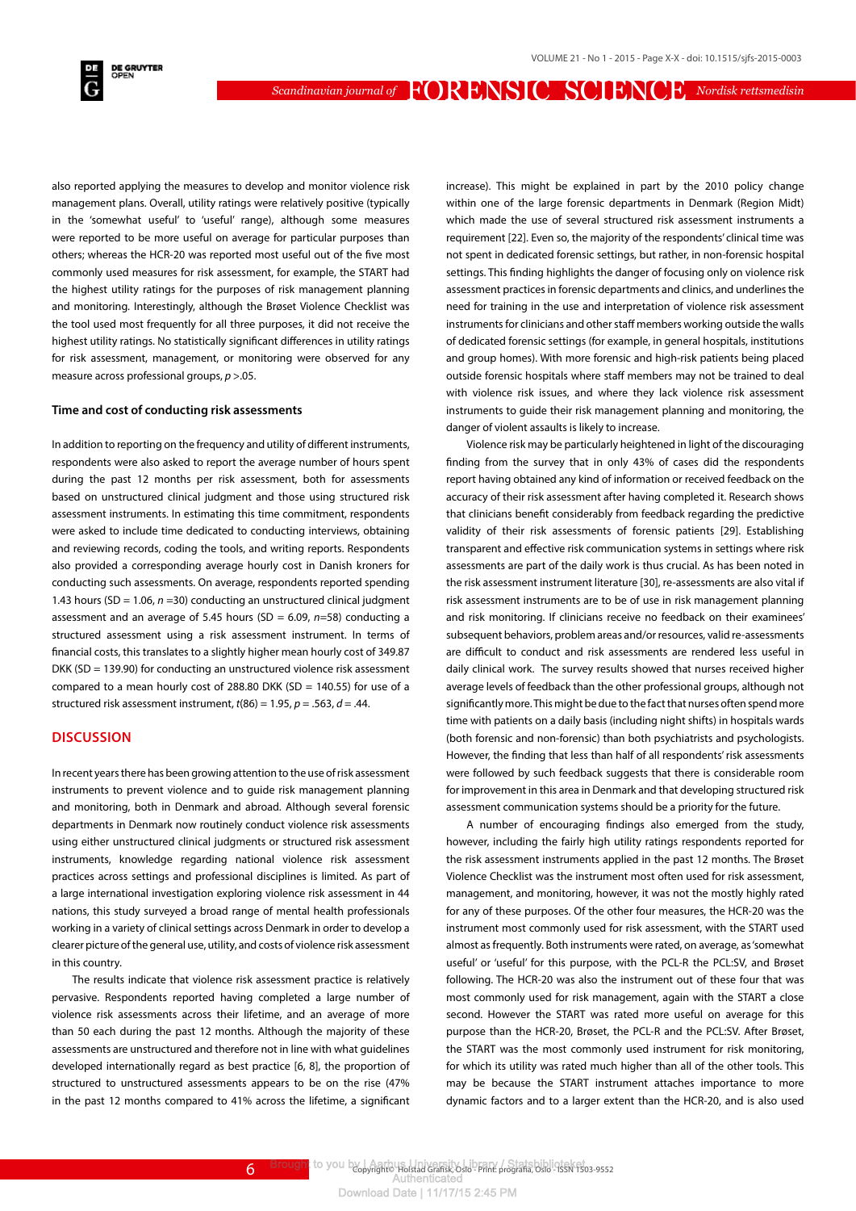also reported applying the measures to develop and monitor violence risk management plans. Overall, utility ratings were relatively positive (typically in the 'somewhat useful' to 'useful' range), although some measures were reported to be more useful on average for particular purposes than others; whereas the HCR-20 was reported most useful out of the five most commonly used measures for risk assessment, for example, the START had the highest utility ratings for the purposes of risk management planning and monitoring. Interestingly, although the Brøset Violence Checklist was the tool used most frequently for all three purposes, it did not receive the highest utility ratings. No statistically significant differences in utility ratings for risk assessment, management, or monitoring were observed for any measure across professional groups, $p > .05$.

### Time and cost of conducting risk assessments

In addition to reporting on the frequency and utility of different instruments, respondents were also asked to report the average number of hours spent during the past 12 months per risk assessment, both for assessments based on unstructured clinical judgment and those using structured risk assessment instruments. In estimating this time commitment, respondents were asked to include time dedicated to conducting interviews, obtaining and reviewing records, coding the tools, and writing reports. Respondents also provided a corresponding average hourly cost in Danish kroners for conducting such assessments. On average, respondents reported spending 1.43 hours (SD = 1.06, $n$ =30) conducting an unstructured clinical judgment assessment and an average of 5.45 hours (SD = 6.09, $n$=58) conducting a structured assessment using a risk assessment instrument. In terms of financial costs, this translates to a slightly higher mean hourly cost of 349.87 DKK (SD = 139.90) for conducting an unstructured violence risk assessment compared to a mean hourly cost of 288.80 DKK (SD = 140.55) for use of a structured risk assessment instrument, $t(86) = 1.95$, $p = .563$, $d = .44$.

## DISCUSSION

In recent years there has been growing attention to the use of risk assessment instruments to prevent violence and to guide risk management planning and monitoring, both in Denmark and abroad. Although several forensic departments in Denmark now routinely conduct violence risk assessments using either unstructured clinical judgments or structured risk assessment instruments, knowledge regarding national violence risk assessment practices across settings and professional disciplines is limited. As part of a large international investigation exploring violence risk assessment in 44 nations, this study surveyed a broad range of mental health professionals working in a variety of clinical settings across Denmark in order to develop a clearer picture of the general use, utility, and costs of violence risk assessment in this country.

The results indicate that violence risk assessment practice is relatively pervasive. Respondents reported having completed a large number of violence risk assessments across their lifetime, and an average of more than 50 each during the past 12 months. Although the majority of these assessments are unstructured and therefore not in line with what guidelines developed internationally regard as best practice [6, 8], the proportion of structured to unstructured assessments appears to be on the rise (47% in the past 12 months compared to 41% across the lifetime, a significant increase). This might be explained in part by the 2010 policy change within one of the large forensic departments in Denmark (Region Midt) which made the use of several structured risk assessment instruments a requirement [22]. Even so, the majority of the respondents' clinical time was not spent in dedicated forensic settings, but rather, in non-forensic hospital settings. This finding highlights the danger of focusing only on violence risk assessment practices in forensic departments and clinics, and underlines the need for training in the use and interpretation of violence risk assessment instruments for clinicians and other staff members working outside the walls of dedicated forensic settings (for example, in general hospitals, institutions and group homes). With more forensic and high-risk patients being placed outside forensic hospitals where staff members may not be trained to deal with violence risk issues, and where they lack violence risk assessment instruments to guide their risk management planning and monitoring, the danger of violent assaults is likely to increase.

Violence risk may be particularly heightened in light of the discouraging finding from the survey that in only 43% of cases did the respondents report having obtained any kind of information or received feedback on the accuracy of their risk assessment after having completed it. Research shows that clinicians benefit considerably from feedback regarding the predictive validity of their risk assessments of forensic patients [29]. Establishing transparent and effective risk communication systems in settings where risk assessments are part of the daily work is thus crucial. As has been noted in the risk assessment instrument literature [30], re-assessments are also vital if risk assessment instruments are to be of use in risk management planning and risk monitoring. If clinicians receive no feedback on their examinees' subsequent behaviors, problem areas and/or resources, valid re-assessments are difficult to conduct and risk assessments are rendered less useful in daily clinical work. The survey results showed that nurses received higher average levels of feedback than the other professional groups, although not significantly more. This might be due to the fact that nurses often spend more time with patients on a daily basis (including night shifts) in hospitals wards (both forensic and non-forensic) than both psychiatrists and psychologists. However, the finding that less than half of all respondents' risk assessments were followed by such feedback suggests that there is considerable room for improvement in this area in Denmark and that developing structured risk assessment communication systems should be a priority for the future.

A number of encouraging findings also emerged from the study, however, including the fairly high utility ratings respondents reported for the risk assessment instruments applied in the past 12 months. The Brøset Violence Checklist was the instrument most often used for risk assessment, management, and monitoring, however, it was not the mostly highly rated for any of these purposes. Of the other four measures, the HCR-20 was the instrument most commonly used for risk assessment, with the START used almost as frequently. Both instruments were rated, on average, as 'somewhat useful' or 'useful' for this purpose, with the PCL-R the PCL:SV, and Brøset following. The HCR-20 was also the instrument out of these four that was most commonly used for risk management, again with the START a close second. However the START was rated more useful on average for this purpose than the HCR-20, Brøset, the PCL-R and the PCL:SV. After Brøset, the START was the most commonly used instrument for risk monitoring, for which its utility was rated much higher than all of the other tools. This may be because the START instrument attaches importance to more dynamic factors and to a larger extent than the HCR-20, and is also used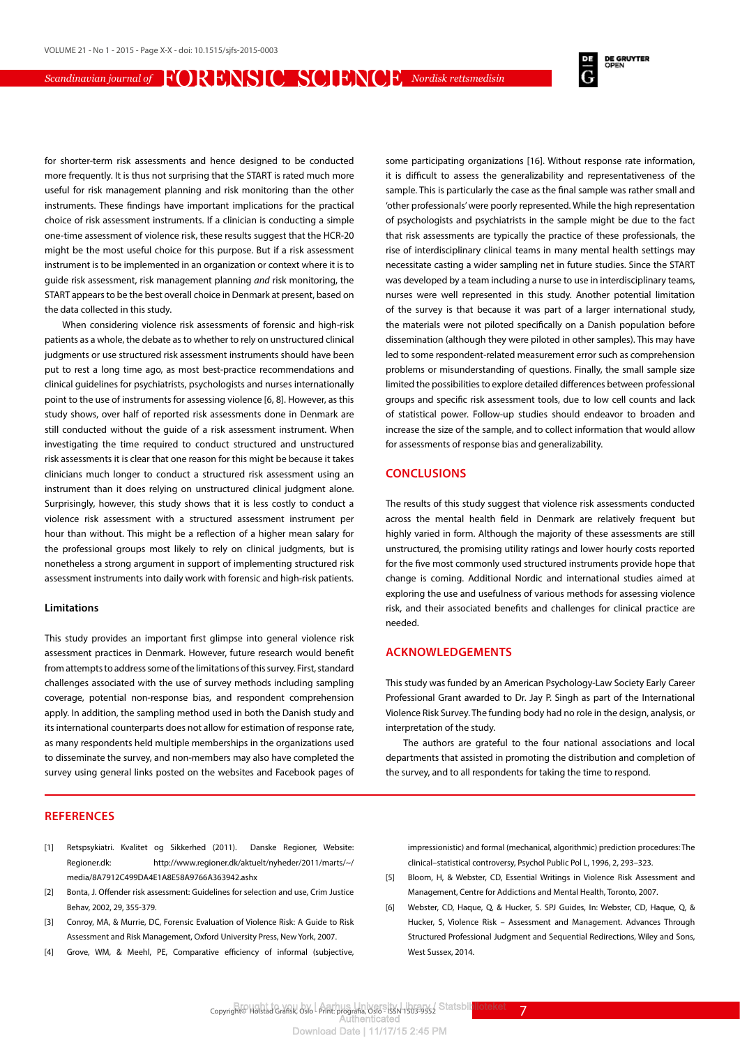for shorter-term risk assessments and hence designed to be conducted more frequently. It is thus not surprising that the START is rated much more useful for risk management planning and risk monitoring than the other instruments. These findings have important implications for the practical choice of risk assessment instruments. If a clinician is conducting a simple one-time assessment of violence risk, these results suggest that the HCR-20 might be the most useful choice for this purpose. But if a risk assessment instrument is to be implemented in an organization or context where it is to guide risk assessment, risk management planning *and* risk monitoring, the START appears to be the best overall choice in Denmark at present, based on the data collected in this study.

When considering violence risk assessments of forensic and high-risk patients as a whole, the debate as to whether to rely on unstructured clinical judgments or use structured risk assessment instruments should have been put to rest a long time ago, as most best-practice recommendations and clinical guidelines for psychiatrists, psychologists and nurses internationally point to the use of instruments for assessing violence [6, 8]. However, as this study shows, over half of reported risk assessments done in Denmark are still conducted without the guide of a risk assessment instrument. When investigating the time required to conduct structured and unstructured risk assessments it is clear that one reason for this might be because it takes clinicians much longer to conduct a structured risk assessment using an instrument than it does relying on unstructured clinical judgment alone. Surprisingly, however, this study shows that it is less costly to conduct a violence risk assessment with a structured assessment instrument per hour than without. This might be a reflection of a higher mean salary for the professional groups most likely to rely on clinical judgments, but is nonetheless a strong argument in support of implementing structured risk assessment instruments into daily work with forensic and high-risk patients.

### Limitations

This study provides an important first glimpse into general violence risk assessment practices in Denmark. However, future research would benefit from attempts to address some of the limitations of this survey. First, standard challenges associated with the use of survey methods including sampling coverage, potential non-response bias, and respondent comprehension apply. In addition, the sampling method used in both the Danish study and its international counterparts does not allow for estimation of response rate, as many respondents held multiple memberships in the organizations used to disseminate the survey, and non-members may also have completed the survey using general links posted on the websites and Facebook pages of some participating organizations [16]. Without response rate information, it is difficult to assess the generalizability and representativeness of the sample. This is particularly the case as the final sample was rather small and 'other professionals' were poorly represented. While the high representation of psychologists and psychiatrists in the sample might be due to the fact that risk assessments are typically the practice of these professionals, the rise of interdisciplinary clinical teams in many mental health settings may necessitate casting a wider sampling net in future studies. Since the START was developed by a team including a nurse to use in interdisciplinary teams, nurses were well represented in this study. Another potential limitation of the survey is that because it was part of a larger international study, the materials were not piloted specifically on a Danish population before dissemination (although they were piloted in other samples). This may have led to some respondent-related measurement error such as comprehension problems or misunderstanding of questions. Finally, the small sample size limited the possibilities to explore detailed differences between professional groups and specific risk assessment tools, due to low cell counts and lack of statistical power. Follow-up studies should endeavor to broaden and increase the size of the sample, and to collect information that would allow for assessments of response bias and generalizability.

## CONCLUSIONS

The results of this study suggest that violence risk assessments conducted across the mental health field in Denmark are relatively frequent but highly varied in form. Although the majority of these assessments are still unstructured, the promising utility ratings and lower hourly costs reported for the five most commonly used structured instruments provide hope that change is coming. Additional Nordic and international studies aimed at exploring the use and usefulness of various methods for assessing violence risk, and their associated benefits and challenges for clinical practice are needed.

## ACKNOWLEDGEMENTS

This study was funded by an American Psychology-Law Society Early Career Professional Grant awarded to Dr. Jay P. Singh as part of the International Violence Risk Survey. The funding body had no role in the design, analysis, or interpretation of the study.

The authors are grateful to the four national associations and local departments that assisted in promoting the distribution and completion of the survey, and to all respondents for taking the time to respond.

## REFERENCES

[1] Retspsykiatri. Kvalitet og Sikkerhed (2011). Danske Regioner, Website: Regioner.dk: http://www.regioner.dk/aktuelt/nyheder/2011/marts/~/media/8A7912C499DA4E1A8E58A9766A363942.ashx

[2] Bonta, J. Offender risk assessment: Guidelines for selection and use, Crim Justice Behav, 2002, 29, 355-379.

[3] Conroy, MA, & Murrie, DC, Forensic Evaluation of Violence Risk: A Guide to Risk Assessment and Risk Management, Oxford University Press, New York, 2007.

[4] Grove, WM, & Meehl, PE, Comparative efficiency of informal (subjective, impressionistic) and formal (mechanical, algorithmic) prediction procedures: The clinical–statistical controversy, Psychol Public Pol L, 1996, 2, 293–323.

[5] Bloom, H, & Webster, CD, Essential Writings in Violence Risk Assessment and Management, Centre for Addictions and Mental Health, Toronto, 2007.

[6] Webster, CD, Haque, Q, & Hucker, S. SPJ Guides, In: Webster, CD, Haque, Q, & Hucker, S, Violence Risk – Assessment and Management. Advances Through Structured Professional Judgment and Sequential Redirections, Wiley and Sons, West Sussex, 2014.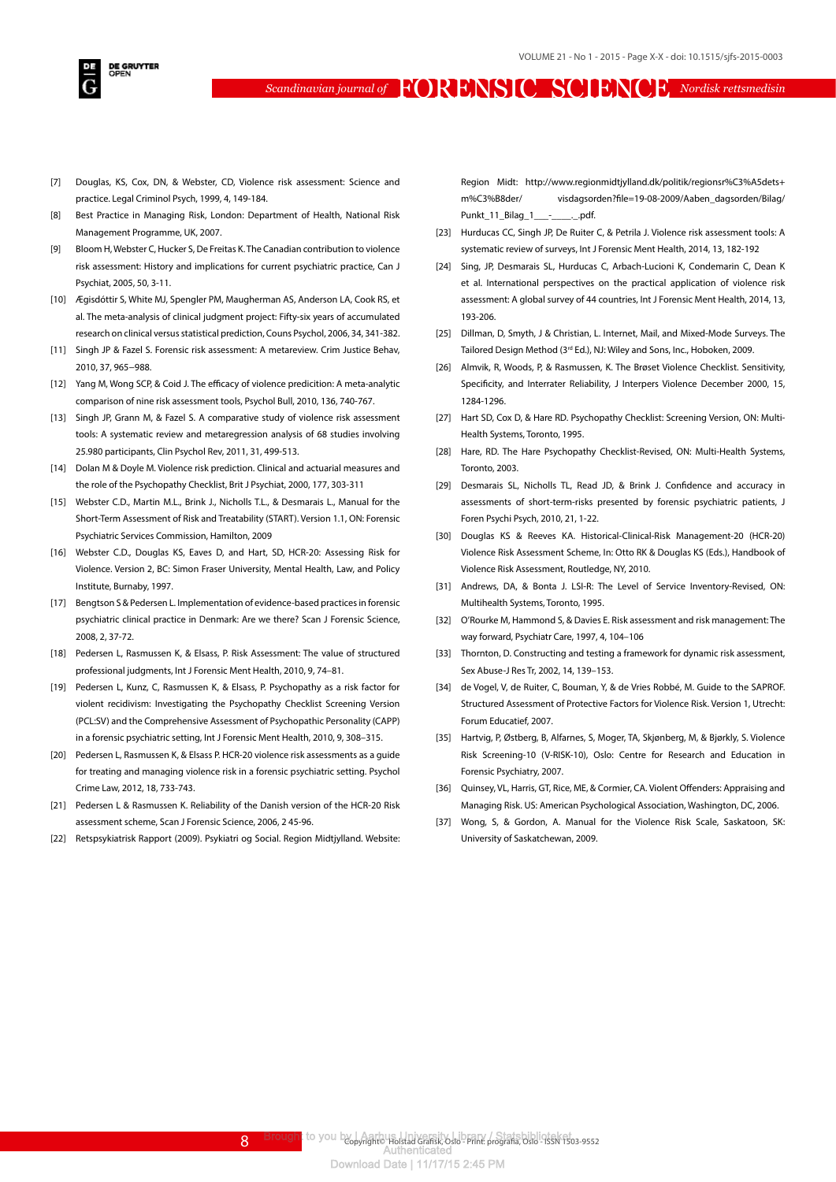[7] Douglas, KS, Cox, DN, & Webster, CD, Violence risk assessment: Science and practice. Legal Criminol Psych, 1999, 4, 149-184.

[8] Best Practice in Managing Risk, London: Department of Health, National Risk Management Programme, UK, 2007.

[9] Bloom H, Webster C, Hucker S, De Freitas K. The Canadian contribution to violence risk assessment: History and implications for current psychiatric practice, Can J Psychiat, 2005, 50, 3-11.

[10] Ægisdóttir S, White MJ, Spengler PM, Maugherman AS, Anderson LA, Cook RS, et al. The meta-analysis of clinical judgment project: Fifty-six years of accumulated research on clinical versus statistical prediction, Couns Psychol, 2006, 34, 341-382.

[11] Singh JP & Fazel S. Forensic risk assessment: A metareview. Crim Justice Behav, 2010, 37, 965–988.

[12] Yang M, Wong SCP, & Coid J. The efficacy of violence predicition: A meta-analytic comparison of nine risk assessment tools, Psychol Bull, 2010, 136, 740-767.

[13] Singh JP, Grann M, & Fazel S. A comparative study of violence risk assessment tools: A systematic review and metaregression analysis of 68 studies involving 25.980 participants, Clin Psychol Rev, 2011, 31, 499-513.

[14] Dolan M & Doyle M. Violence risk prediction. Clinical and actuarial measures and the role of the Psychopathy Checklist, Brit J Psychiat, 2000, 177, 303-311

[15] Webster C.D., Martin M.L., Brink J., Nicholls T.L., & Desmarais L., Manual for the Short-Term Assessment of Risk and Treatability (START). Version 1.1, ON: Forensic Psychiatric Services Commission, Hamilton, 2009

[16] Webster C.D., Douglas KS, Eaves D, and Hart, SD, HCR-20: Assessing Risk for Violence. Version 2, BC: Simon Fraser University, Mental Health, Law, and Policy Institute, Burnaby, 1997.

[17] Bengtson S & Pedersen L. Implementation of evidence-based practices in forensic psychiatric clinical practice in Denmark: Are we there? Scan J Forensic Science, 2008, 2, 37-72.

[18] Pedersen L, Rasmussen K, & Elsass, P. Risk Assessment: The value of structured professional judgments, Int J Forensic Ment Health, 2010, 9, 74–81.

[19] Pedersen L, Kunz, C, Rasmussen K, & Elsass, P. Psychopathy as a risk factor for violent recidivism: Investigating the Psychopathy Checklist Screening Version (PCL:SV) and the Comprehensive Assessment of Psychopathic Personality (CAPP) in a forensic psychiatric setting, Int J Forensic Ment Health, 2010, 9, 308–315.

[20] Pedersen L, Rasmussen K, & Elsass P. HCR-20 violence risk assessments as a guide for treating and managing violence risk in a forensic psychiatric setting. Psychol Crime Law, 2012, 18, 733-743.

[21] Pedersen L & Rasmussen K. Reliability of the Danish version of the HCR-20 Risk assessment scheme, Scan J Forensic Science, 2006, 2 45-96.

[22] Retspsykiatrisk Rapport (2009). Psykiatri og Social. Region Midtjylland. Website: Region Midt: http://www.regionmidtjylland.dk/politik/regionsr%C3%A5dets+m%C3%B8der/ visdagsorden?file=19-08-2009/Aaben_dagsorden/Bilag/Punkt_11_Bilag_1___-____._.pdf.

[23] Hurducas CC, Singh JP, De Ruiter C, & Petrila J. Violence risk assessment tools: A systematic review of surveys, Int J Forensic Ment Health, 2014, 13, 182-192

[24] Sing, JP, Desmarais SL, Hurducas C, Arbach-Lucioni K, Condemarin C, Dean K et al. International perspectives on the practical application of violence risk assessment: A global survey of 44 countries, Int J Forensic Ment Health, 2014, 13, 193-206.

[25] Dillman, D, Smyth, J & Christian, L. Internet, Mail, and Mixed-Mode Surveys. The Tailored Design Method (3rd Ed.), NJ: Wiley and Sons, Inc., Hoboken, 2009.

[26] Almvik, R, Woods, P, & Rasmussen, K. The Brøset Violence Checklist. Sensitivity, Specificity, and Interrater Reliability, J Interpers Violence December 2000, 15, 1284-1296.

[27] Hart SD, Cox D, & Hare RD. Psychopathy Checklist: Screening Version, ON: Multi-Health Systems, Toronto, 1995.

[28] Hare, RD. The Hare Psychopathy Checklist-Revised, ON: Multi-Health Systems, Toronto, 2003.

[29] Desmarais SL, Nicholls TL, Read JD, & Brink J. Confidence and accuracy in assessments of short-term-risks presented by forensic psychiatric patients, J Foren Psychi Psych, 2010, 21, 1-22.

[30] Douglas KS & Reeves KA. Historical-Clinical-Risk Management-20 (HCR-20) Violence Risk Assessment Scheme, In: Otto RK & Douglas KS (Eds.), Handbook of Violence Risk Assessment, Routledge, NY, 2010.

[31] Andrews, DA, & Bonta J. LSI-R: The Level of Service Inventory-Revised, ON: Multihealth Systems, Toronto, 1995.

[32] O'Rourke M, Hammond S, & Davies E. Risk assessment and risk management: The way forward, Psychiatr Care, 1997, 4, 104–106

[33] Thornton, D. Constructing and testing a framework for dynamic risk assessment, Sex Abuse-J Res Tr, 2002, 14, 139–153.

[34] de Vogel, V, de Ruiter, C, Bouman, Y, & de Vries Robbé, M. Guide to the SAPROF. Structured Assessment of Protective Factors for Violence Risk. Version 1, Utrecht: Forum Educatief, 2007.

[35] Hartvig, P, Østberg, B, Alfarnes, S, Moger, TA, Skjønberg, M, & Bjørkly, S. Violence Risk Screening-10 (V-RISK-10), Oslo: Centre for Research and Education in Forensic Psychiatry, 2007.

[36] Quinsey, VL, Harris, GT, Rice, ME, & Cormier, CA. Violent Offenders: Appraising and Managing Risk. US: American Psychological Association, Washington, DC, 2006.

[37] Wong, S, & Gordon, A. Manual for the Violence Risk Scale, Saskatoon, SK: University of Saskatchewan, 2009.